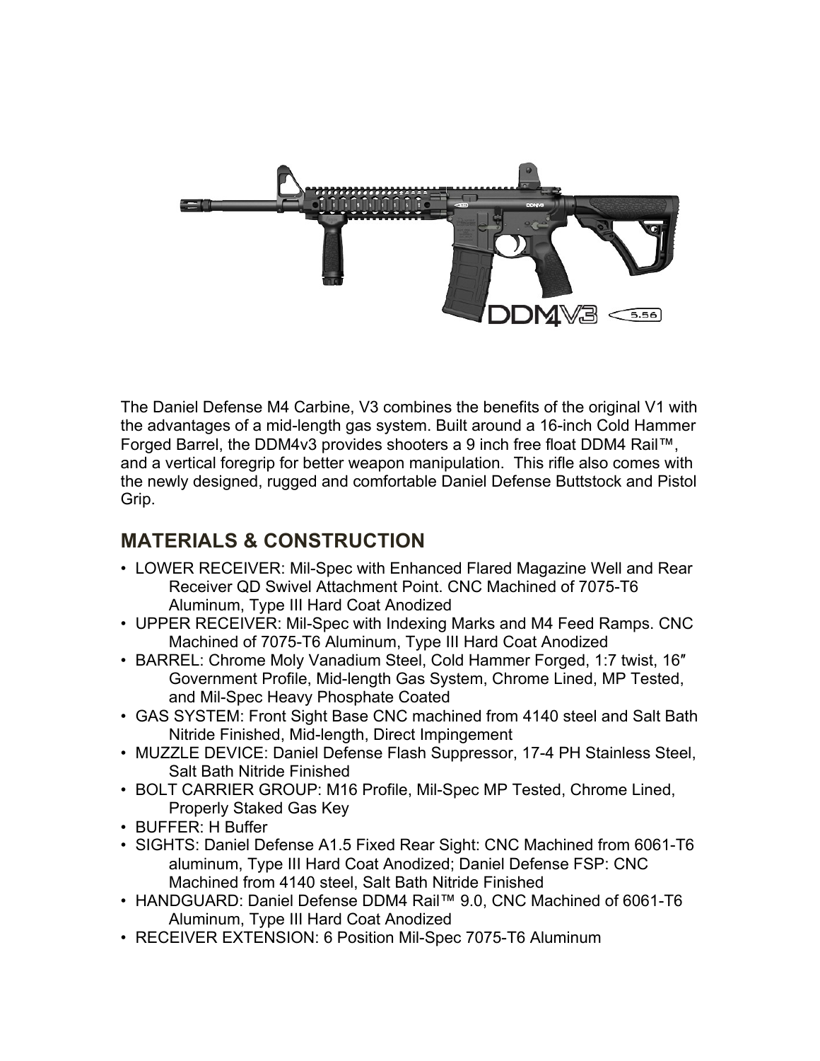The Daniel Defense M4 Carbine, V3 combines the benefits of the original V1 with the advantages of a mid-length gas system. Built around a 16-inch Cold Hammer Forged Barrel, the DDM4v3 provides shooters a 9 inch free float DDM4 Rail™, and a vertical foregrip for better weapon manipulation. This rifle also comes with the newly designed, rugged and comfortable Daniel Defense Buttstock and Pistol Grip.

## MATERIALS & CONSTRUCTION

- LOWER RECEIVER: Mil-Spec with Enhanced Flared Magazine Well and Rear Receiver QD Swivel Attachment Point. CNC Machined of 7075-T6 Aluminum, Type III Hard Coat Anodized
- UPPER RECEIVER: Mil-Spec with Indexing Marks and M4 Feed Ramps. CNC Machined of 7075-T6 Aluminum, Type III Hard Coat Anodized
- BARREL: Chrome Moly Vanadium Steel, Cold Hammer Forged, 1:7 twist, 16″ Government Profile, Mid-length Gas System, Chrome Lined, MP Tested, and Mil-Spec Heavy Phosphate Coated
- GAS SYSTEM: Front Sight Base CNC machined from 4140 steel and Salt Bath Nitride Finished, Mid-length, Direct Impingement
- MUZZLE DEVICE: Daniel Defense Flash Suppressor, 17-4 PH Stainless Steel, Salt Bath Nitride Finished
- BOLT CARRIER GROUP: M16 Profile, Mil-Spec MP Tested, Chrome Lined, Properly Staked Gas Key
- BUFFER: H Buffer
- SIGHTS: Daniel Defense A1.5 Fixed Rear Sight: CNC Machined from 6061-T6 aluminum, Type III Hard Coat Anodized; Daniel Defense FSP: CNC Machined from 4140 steel, Salt Bath Nitride Finished
- HANDGUARD: Daniel Defense DDM4 Rail™ 9.0, CNC Machined of 6061-T6 Aluminum, Type III Hard Coat Anodized
- RECEIVER EXTENSION: 6 Position Mil-Spec 7075-T6 Aluminum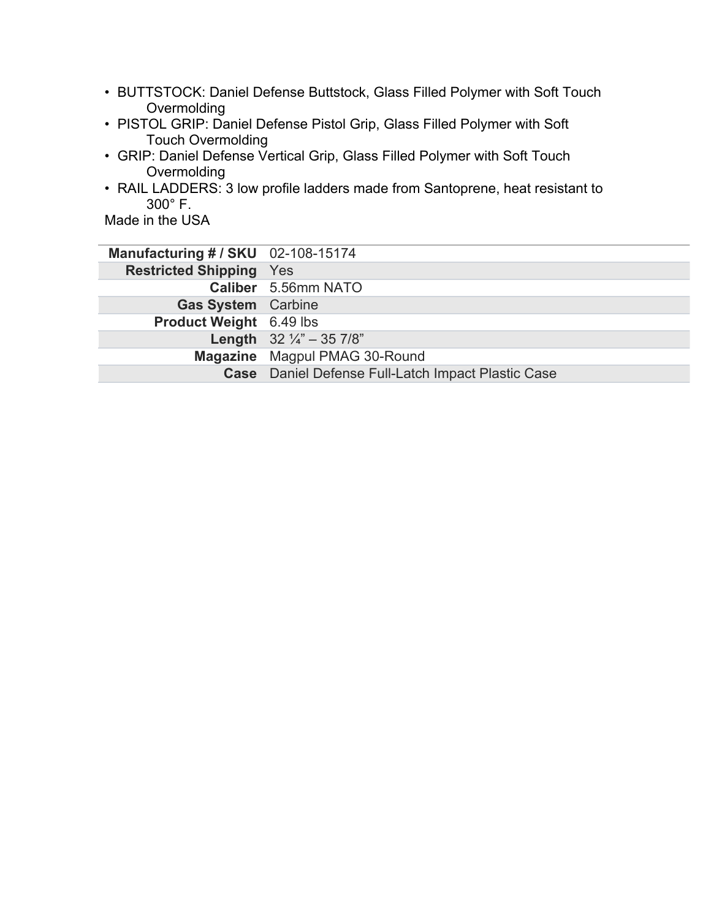- BUTTSTOCK: Daniel Defense Buttstock, Glass Filled Polymer with Soft Touch Overmolding
- PISTOL GRIP: Daniel Defense Pistol Grip, Glass Filled Polymer with Soft Touch Overmolding
- GRIP: Daniel Defense Vertical Grip, Glass Filled Polymer with Soft Touch Overmolding
- RAIL LADDERS: 3 low profile ladders made from Santoprene, heat resistant to 300° F.

Made in the USA

| | |
|---|---|
| **Manufacturing # / SKU** | 02-108-15174 |
| **Restricted Shipping** | Yes |
| **Caliber** | 5.56mm NATO |
| **Gas System** | Carbine |
| **Product Weight** | 6.49 lbs |
| **Length** | 32 ¼" – 35 7/8" |
| **Magazine** | Magpul PMAG 30-Round |
| **Case** | Daniel Defense Full-Latch Impact Plastic Case |